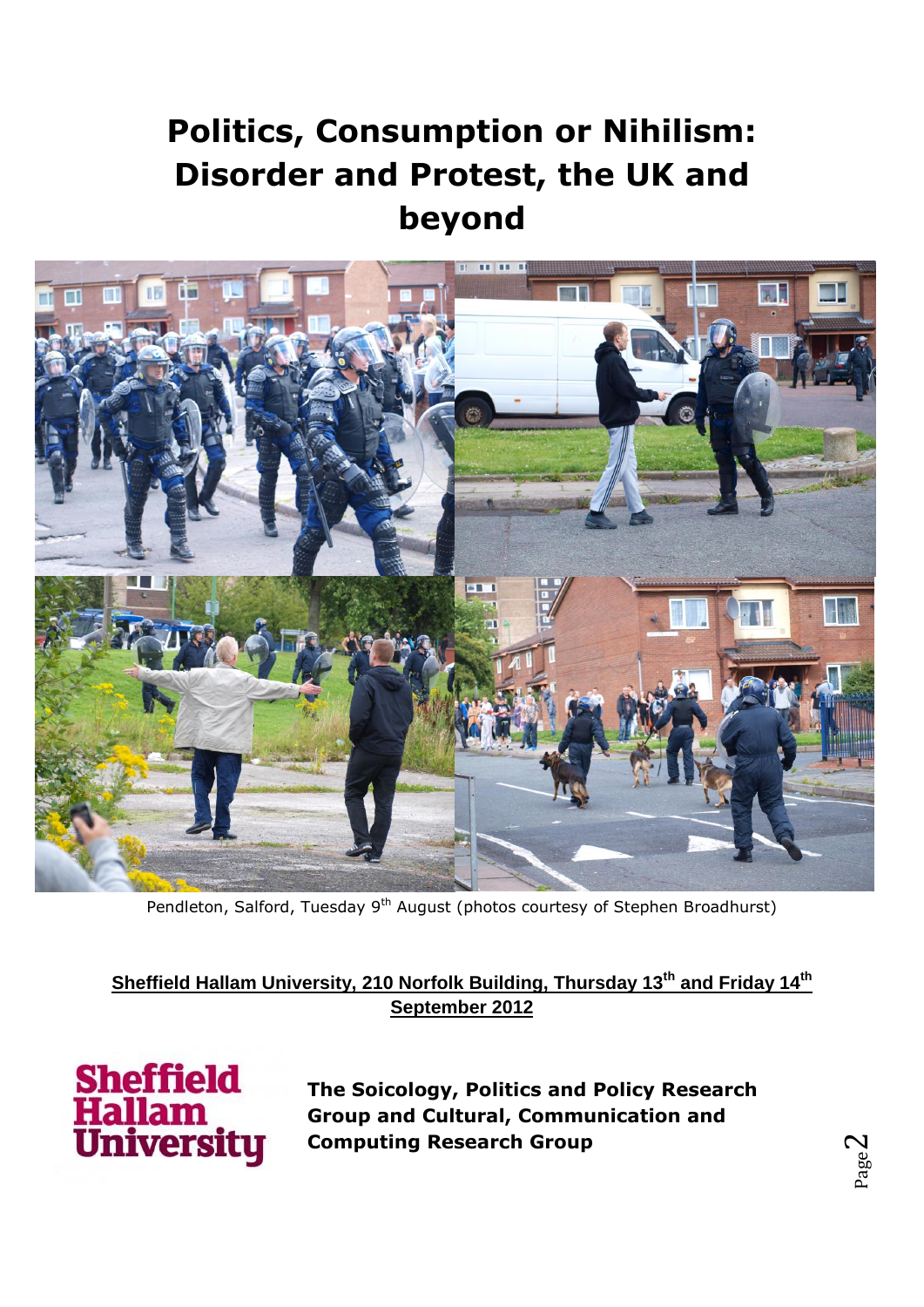# Politics, Consumption or Nihilism: Disorder and Protest, the UK and beyond

Pendleton, Salford, Tuesday 9th August (photos courtesy of Stephen Broadhurst)

**Sheffield Hallam University, 210 Norfolk Building, Thursday 13th and Friday 14th September 2012**

Sheffield Hallam University

**The Soicology, Politics and Policy Research Group and Cultural, Communication and Computing Research Group**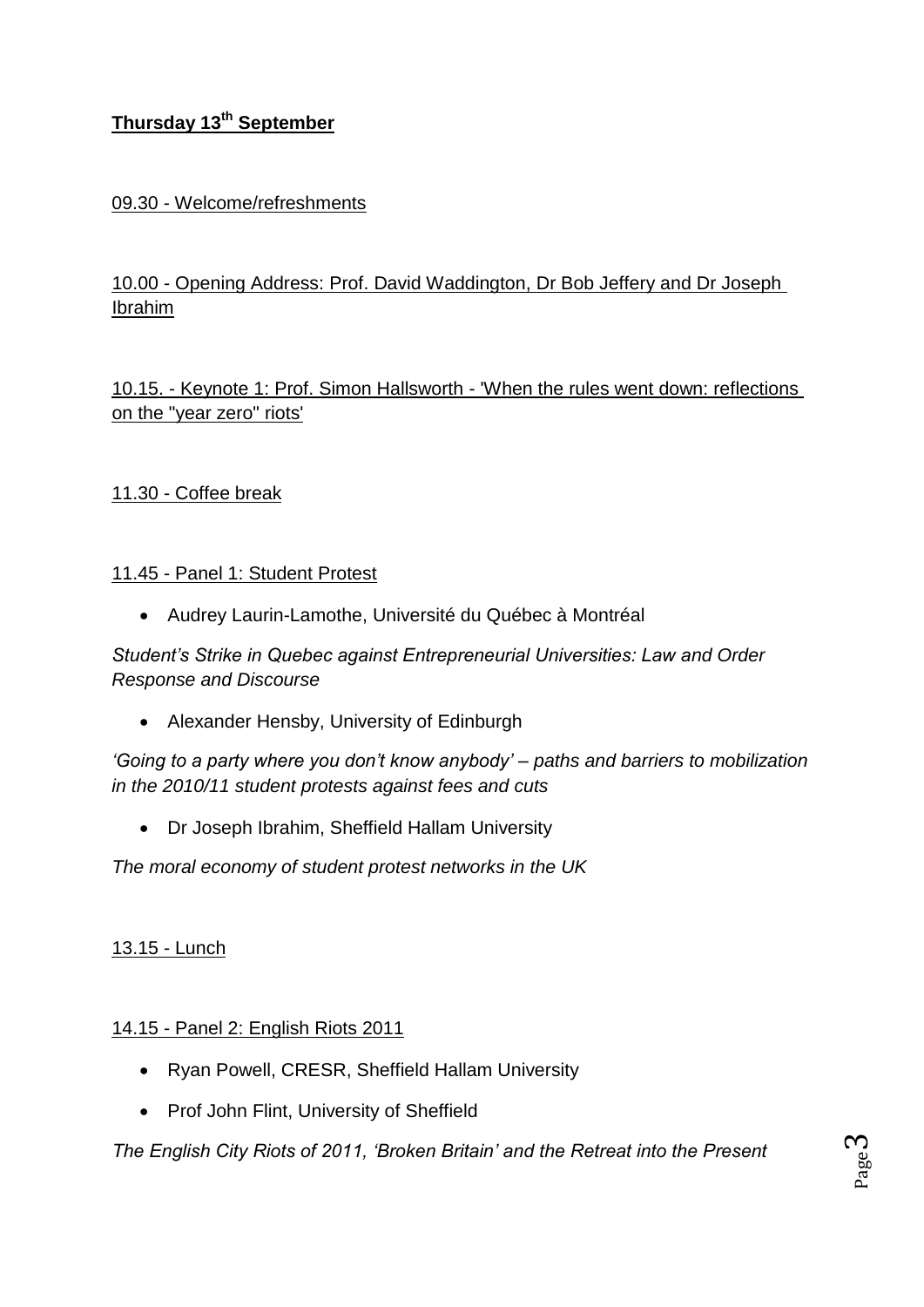## Thursday 13th September

09.30 - Welcome/refreshments

10.00 - Opening Address: Prof. David Waddington, Dr Bob Jeffery and Dr Joseph Ibrahim

10.15. - Keynote 1: Prof. Simon Hallsworth - 'When the rules went down: reflections on the "year zero" riots'

11.30 - Coffee break

11.45 - Panel 1: Student Protest

- Audrey Laurin-Lamothe, Université du Québec à Montréal

*Student's Strike in Quebec against Entrepreneurial Universities: Law and Order Response and Discourse*

- Alexander Hensby, University of Edinburgh

*'Going to a party where you don't know anybody' – paths and barriers to mobilization in the 2010/11 student protests against fees and cuts*

- Dr Joseph Ibrahim, Sheffield Hallam University

*The moral economy of student protest networks in the UK*

13.15 - Lunch

14.15 - Panel 2: English Riots 2011

- Ryan Powell, CRESR, Sheffield Hallam University
- Prof John Flint, University of Sheffield

*The English City Riots of 2011, 'Broken Britain' and the Retreat into the Present*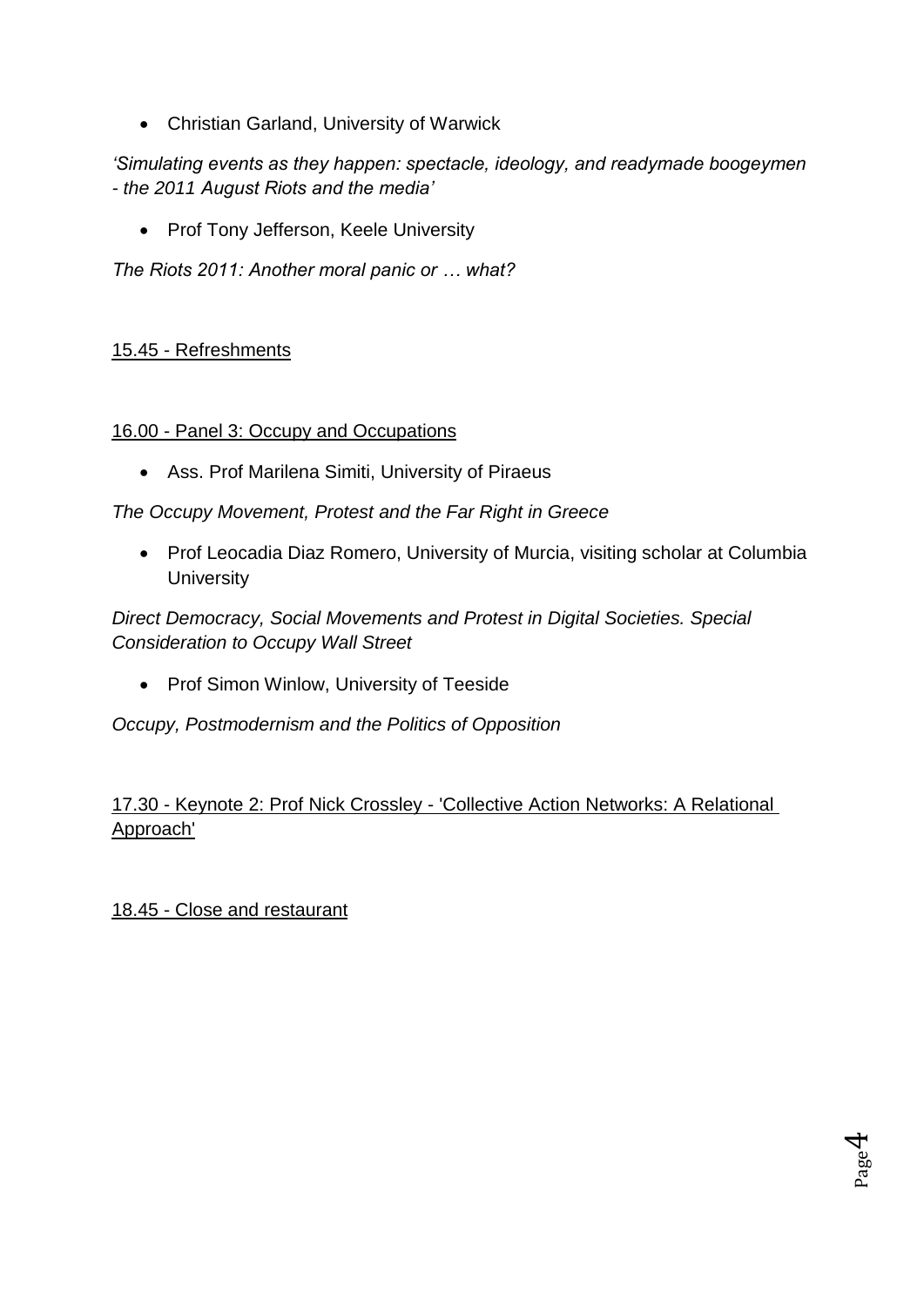- Christian Garland, University of Warwick

*'Simulating events as they happen: spectacle, ideology, and readymade boogeymen - the 2011 August Riots and the media'*

- Prof Tony Jefferson, Keele University

*The Riots 2011: Another moral panic or … what?*

15.45 - Refreshments

16.00 - Panel 3: Occupy and Occupations

- Ass. Prof Marilena Simiti, University of Piraeus

*The Occupy Movement, Protest and the Far Right in Greece*

- Prof Leocadia Diaz Romero, University of Murcia, visiting scholar at Columbia University

*Direct Democracy, Social Movements and Protest in Digital Societies. Special Consideration to Occupy Wall Street*

- Prof Simon Winlow, University of Teeside

*Occupy, Postmodernism and the Politics of Opposition*

17.30 - Keynote 2: Prof Nick Crossley - 'Collective Action Networks: A Relational Approach'

18.45 - Close and restaurant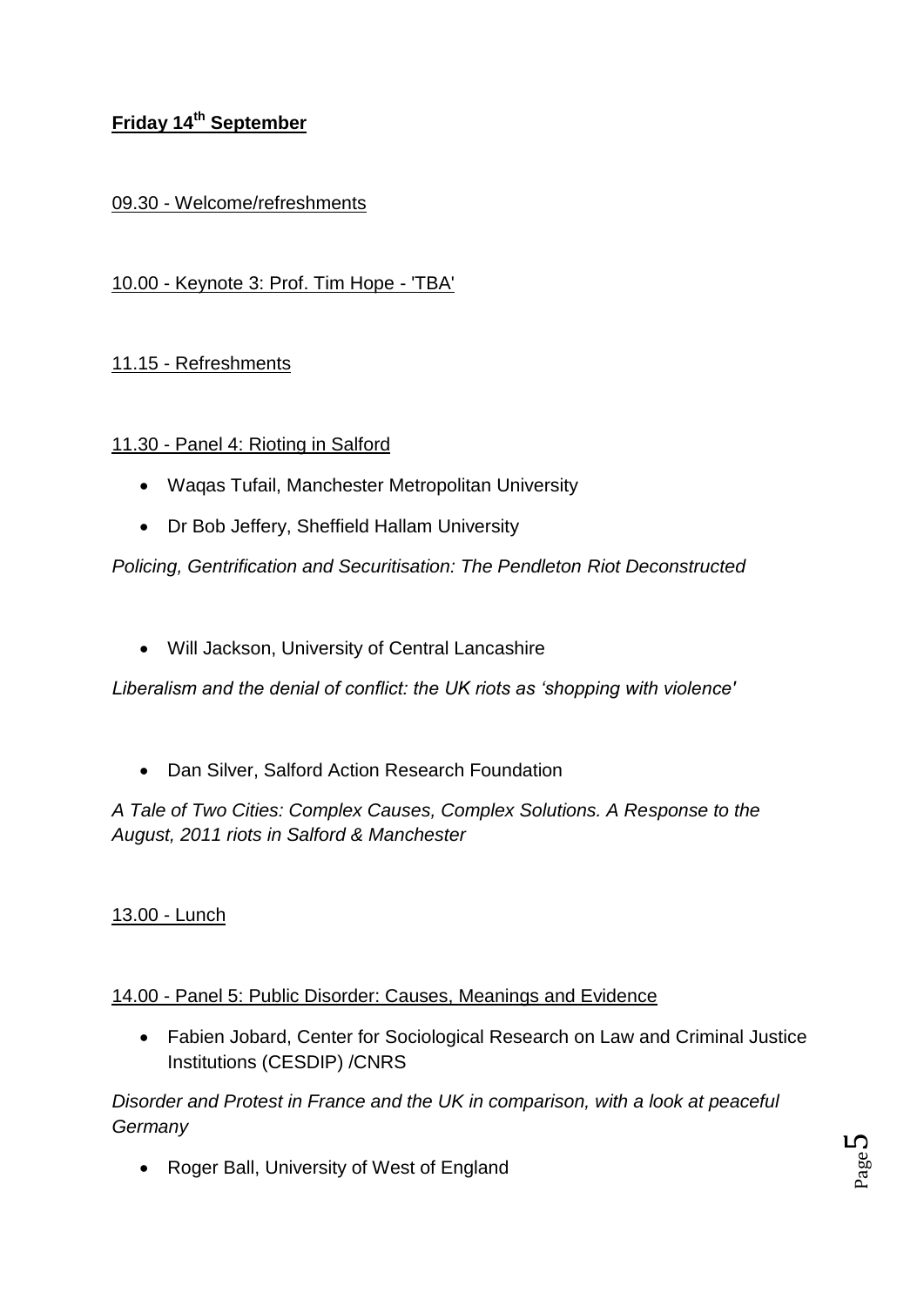## Friday 14th September

09.30 - Welcome/refreshments

10.00 - Keynote 3: Prof. Tim Hope - 'TBA'

11.15 - Refreshments

11.30 - Panel 4: Rioting in Salford

- Waqas Tufail, Manchester Metropolitan University
- Dr Bob Jeffery, Sheffield Hallam University

*Policing, Gentrification and Securitisation: The Pendleton Riot Deconstructed*

- Will Jackson, University of Central Lancashire

*Liberalism and the denial of conflict: the UK riots as 'shopping with violence'*

- Dan Silver, Salford Action Research Foundation

*A Tale of Two Cities: Complex Causes, Complex Solutions. A Response to the August, 2011 riots in Salford & Manchester*

13.00 - Lunch

14.00 - Panel 5: Public Disorder: Causes, Meanings and Evidence

- Fabien Jobard, Center for Sociological Research on Law and Criminal Justice Institutions (CESDIP) /CNRS

*Disorder and Protest in France and the UK in comparison, with a look at peaceful Germany*

- Roger Ball, University of West of England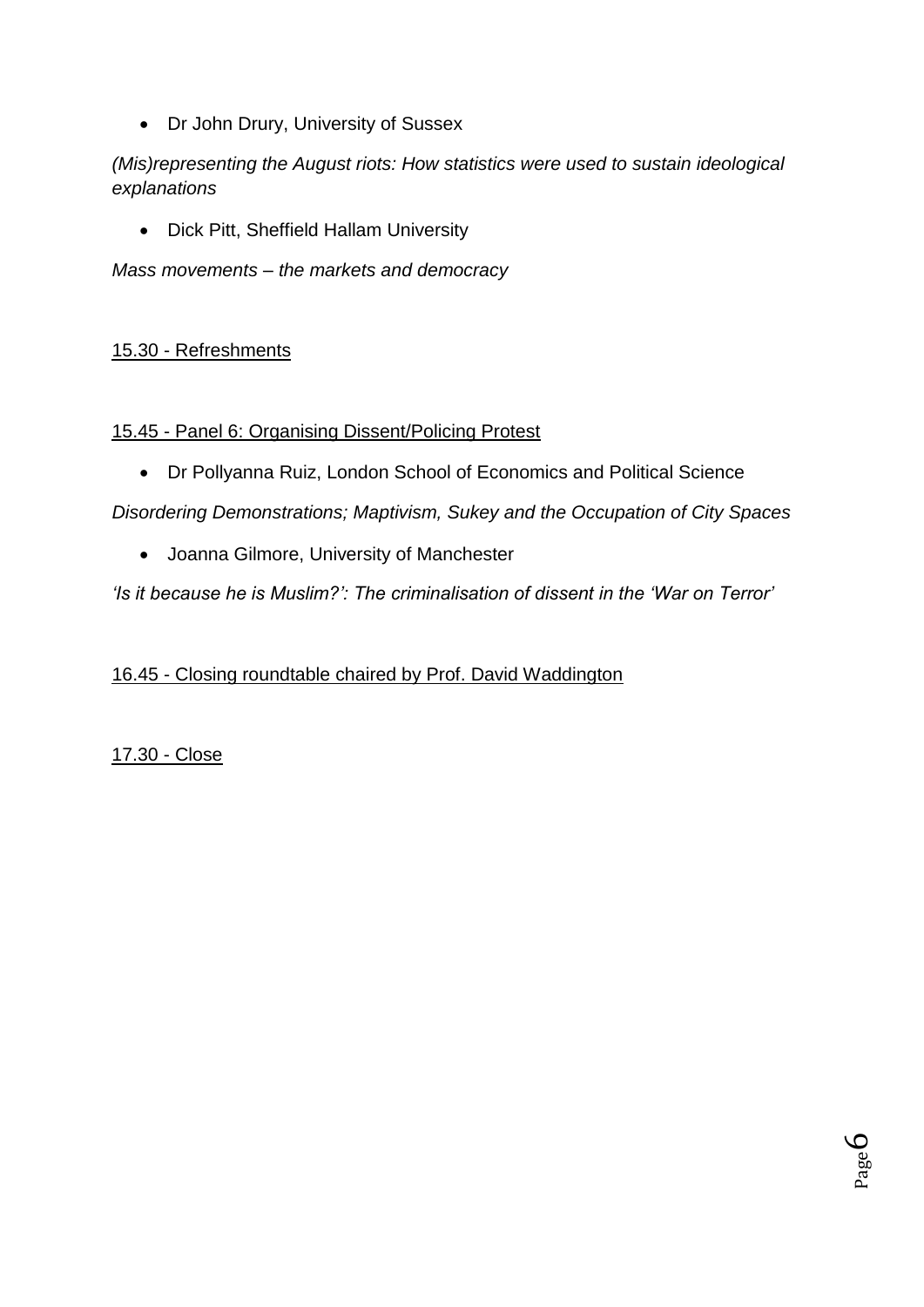- Dr John Drury, University of Sussex

*(Mis)representing the August riots: How statistics were used to sustain ideological explanations*

- Dick Pitt, Sheffield Hallam University

*Mass movements – the markets and democracy*

15.30 - Refreshments

15.45 - Panel 6: Organising Dissent/Policing Protest

- Dr Pollyanna Ruiz, London School of Economics and Political Science

*Disordering Demonstrations; Maptivism, Sukey and the Occupation of City Spaces*

- Joanna Gilmore, University of Manchester

*'Is it because he is Muslim?': The criminalisation of dissent in the 'War on Terror'*

16.45 - Closing roundtable chaired by Prof. David Waddington

17.30 - Close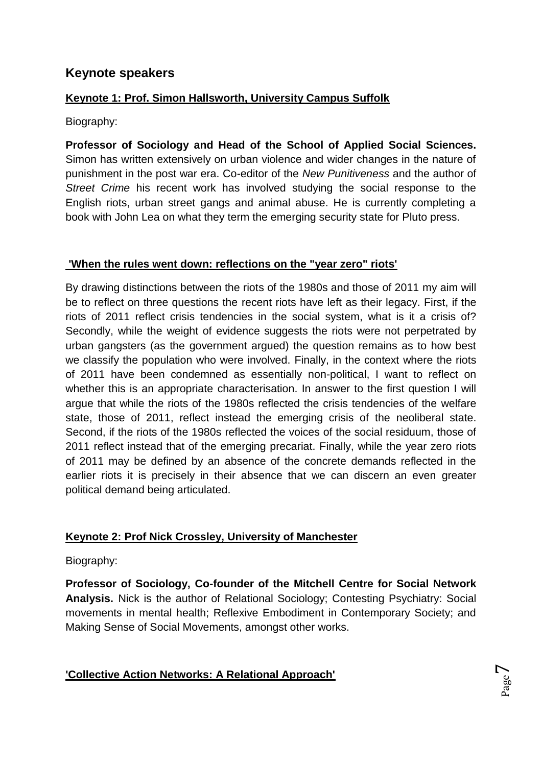## Keynote speakers

### Keynote 1: Prof. Simon Hallsworth, University Campus Suffolk

Biography:

**Professor of Sociology and Head of the School of Applied Social Sciences.** Simon has written extensively on urban violence and wider changes in the nature of punishment in the post war era. Co-editor of the *New Punitiveness* and the author of *Street Crime* his recent work has involved studying the social response to the English riots, urban street gangs and animal abuse. He is currently completing a book with John Lea on what they term the emerging security state for Pluto press.

### 'When the rules went down: reflections on the "year zero" riots'

By drawing distinctions between the riots of the 1980s and those of 2011 my aim will be to reflect on three questions the recent riots have left as their legacy. First, if the riots of 2011 reflect crisis tendencies in the social system, what is it a crisis of? Secondly, while the weight of evidence suggests the riots were not perpetrated by urban gangsters (as the government argued) the question remains as to how best we classify the population who were involved. Finally, in the context where the riots of 2011 have been condemned as essentially non-political, I want to reflect on whether this is an appropriate characterisation. In answer to the first question I will argue that while the riots of the 1980s reflected the crisis tendencies of the welfare state, those of 2011, reflect instead the emerging crisis of the neoliberal state. Second, if the riots of the 1980s reflected the voices of the social residuum, those of 2011 reflect instead that of the emerging precariat. Finally, while the year zero riots of 2011 may be defined by an absence of the concrete demands reflected in the earlier riots it is precisely in their absence that we can discern an even greater political demand being articulated.

### Keynote 2: Prof Nick Crossley, University of Manchester

Biography:

**Professor of Sociology, Co-founder of the Mitchell Centre for Social Network Analysis.** Nick is the author of Relational Sociology; Contesting Psychiatry: Social movements in mental health; Reflexive Embodiment in Contemporary Society; and Making Sense of Social Movements, amongst other works.

### 'Collective Action Networks: A Relational Approach'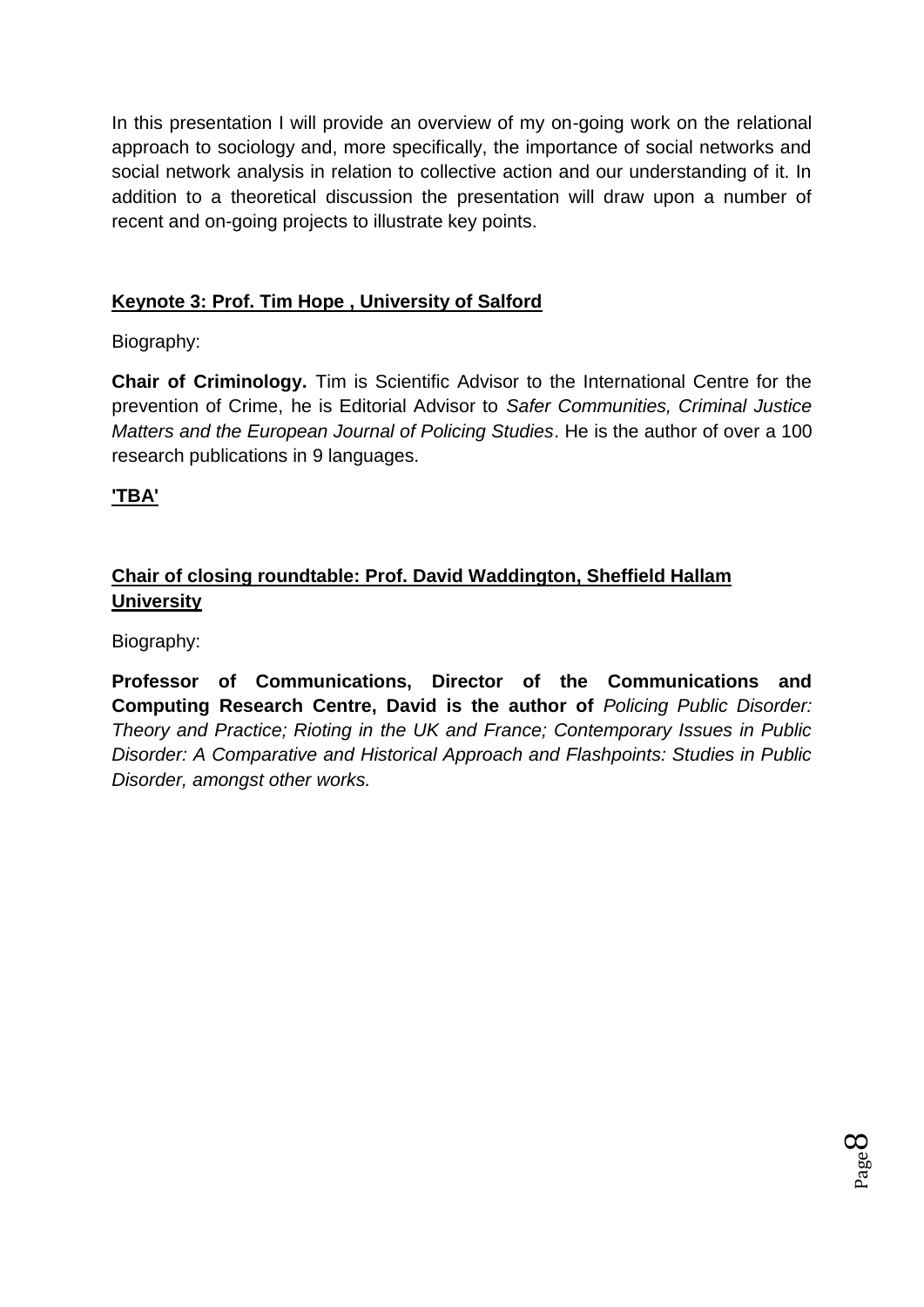In this presentation I will provide an overview of my on-going work on the relational approach to sociology and, more specifically, the importance of social networks and social network analysis in relation to collective action and our understanding of it. In addition to a theoretical discussion the presentation will draw upon a number of recent and on-going projects to illustrate key points.

**Keynote 3: Prof. Tim Hope , University of Salford**

Biography:

**Chair of Criminology.** Tim is Scientific Advisor to the International Centre for the prevention of Crime, he is Editorial Advisor to *Safer Communities, Criminal Justice Matters and the European Journal of Policing Studies*. He is the author of over a 100 research publications in 9 languages.

**'TBA'**

**Chair of closing roundtable: Prof. David Waddington, Sheffield Hallam University**

Biography:

**Professor of Communications, Director of the Communications and Computing Research Centre, David is the author of** *Policing Public Disorder: Theory and Practice; Rioting in the UK and France; Contemporary Issues in Public Disorder: A Comparative and Historical Approach and Flashpoints: Studies in Public Disorder, amongst other works.*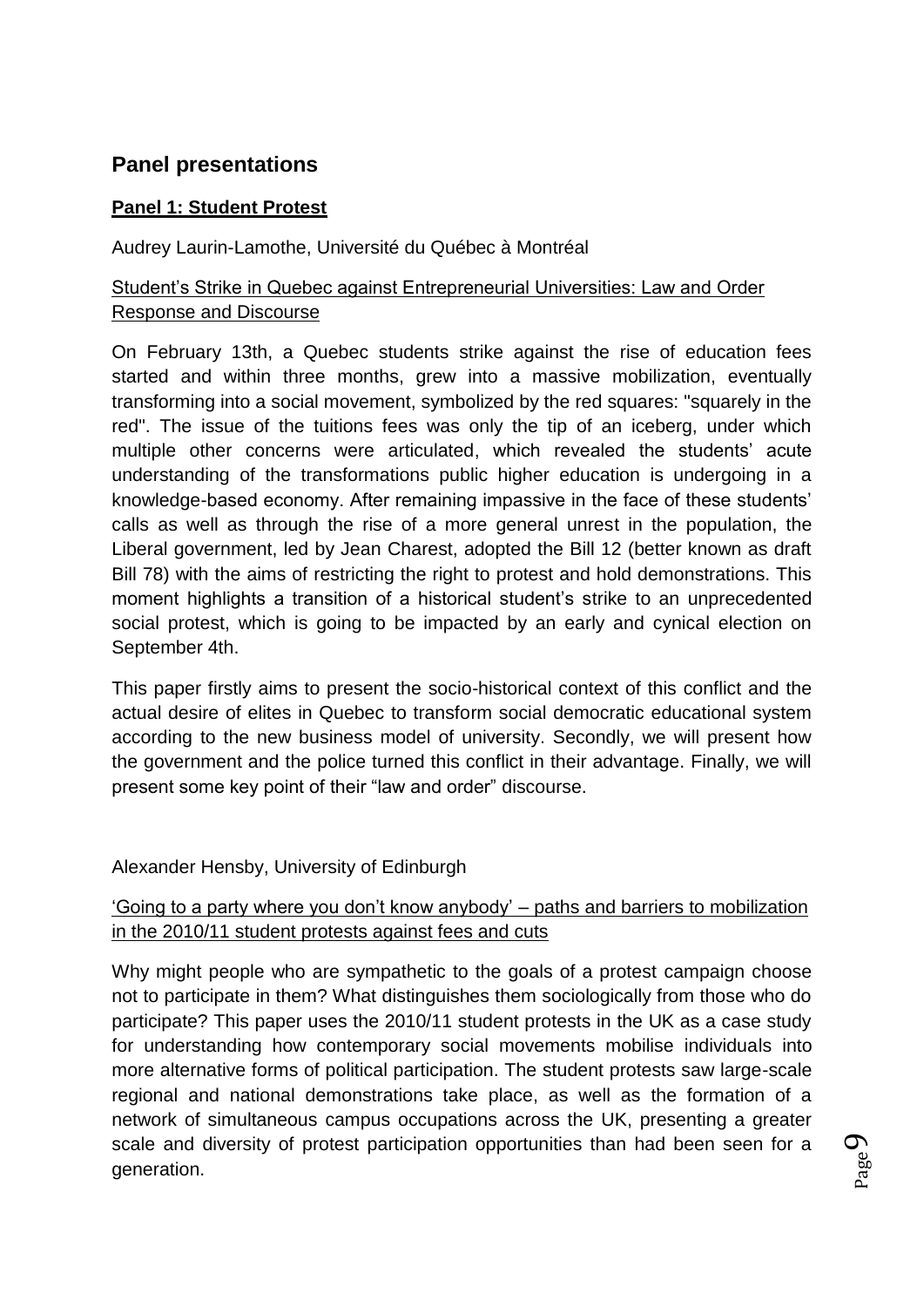## Panel presentations

### Panel 1: Student Protest

Audrey Laurin-Lamothe, Université du Québec à Montréal

Student's Strike in Quebec against Entrepreneurial Universities: Law and Order Response and Discourse

On February 13th, a Quebec students strike against the rise of education fees started and within three months, grew into a massive mobilization, eventually transforming into a social movement, symbolized by the red squares: "squarely in the red". The issue of the tuitions fees was only the tip of an iceberg, under which multiple other concerns were articulated, which revealed the students' acute understanding of the transformations public higher education is undergoing in a knowledge-based economy. After remaining impassive in the face of these students' calls as well as through the rise of a more general unrest in the population, the Liberal government, led by Jean Charest, adopted the Bill 12 (better known as draft Bill 78) with the aims of restricting the right to protest and hold demonstrations. This moment highlights a transition of a historical student's strike to an unprecedented social protest, which is going to be impacted by an early and cynical election on September 4th.

This paper firstly aims to present the socio-historical context of this conflict and the actual desire of elites in Quebec to transform social democratic educational system according to the new business model of university. Secondly, we will present how the government and the police turned this conflict in their advantage. Finally, we will present some key point of their "law and order" discourse.

Alexander Hensby, University of Edinburgh

'Going to a party where you don't know anybody' – paths and barriers to mobilization in the 2010/11 student protests against fees and cuts

Why might people who are sympathetic to the goals of a protest campaign choose not to participate in them? What distinguishes them sociologically from those who do participate? This paper uses the 2010/11 student protests in the UK as a case study for understanding how contemporary social movements mobilise individuals into more alternative forms of political participation. The student protests saw large-scale regional and national demonstrations take place, as well as the formation of a network of simultaneous campus occupations across the UK, presenting a greater scale and diversity of protest participation opportunities than had been seen for a generation.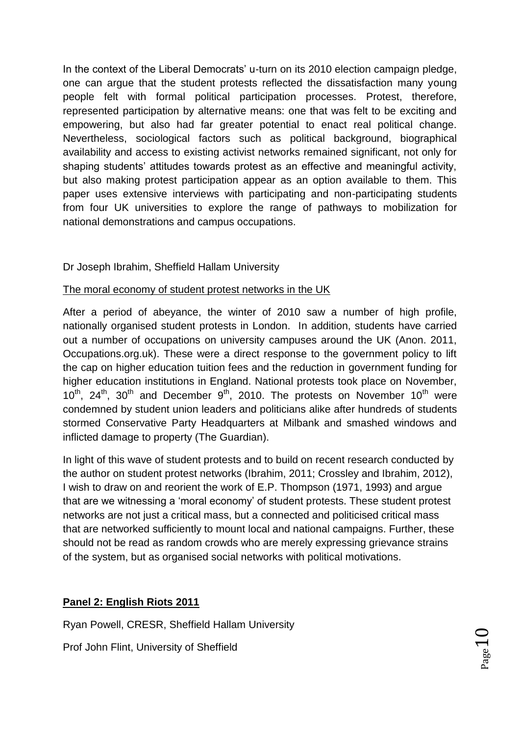In the context of the Liberal Democrats' u-turn on its 2010 election campaign pledge, one can argue that the student protests reflected the dissatisfaction many young people felt with formal political participation processes. Protest, therefore, represented participation by alternative means: one that was felt to be exciting and empowering, but also had far greater potential to enact real political change. Nevertheless, sociological factors such as political background, biographical availability and access to existing activist networks remained significant, not only for shaping students' attitudes towards protest as an effective and meaningful activity, but also making protest participation appear as an option available to them. This paper uses extensive interviews with participating and non-participating students from four UK universities to explore the range of pathways to mobilization for national demonstrations and campus occupations.

Dr Joseph Ibrahim, Sheffield Hallam University

The moral economy of student protest networks in the UK

After a period of abeyance, the winter of 2010 saw a number of high profile, nationally organised student protests in London. In addition, students have carried out a number of occupations on university campuses around the UK (Anon. 2011, Occupations.org.uk). These were a direct response to the government policy to lift the cap on higher education tuition fees and the reduction in government funding for higher education institutions in England. National protests took place on November, 10th, 24th, 30th and December 9th, 2010. The protests on November 10th were condemned by student union leaders and politicians alike after hundreds of students stormed Conservative Party Headquarters at Milbank and smashed windows and inflicted damage to property (The Guardian).

In light of this wave of student protests and to build on recent research conducted by the author on student protest networks (Ibrahim, 2011; Crossley and Ibrahim, 2012), I wish to draw on and reorient the work of E.P. Thompson (1971, 1993) and argue that are we witnessing a 'moral economy' of student protests. These student protest networks are not just a critical mass, but a connected and politicised critical mass that are networked sufficiently to mount local and national campaigns. Further, these should not be read as random crowds who are merely expressing grievance strains of the system, but as organised social networks with political motivations.

## Panel 2: English Riots 2011

Ryan Powell, CRESR, Sheffield Hallam University

Prof John Flint, University of Sheffield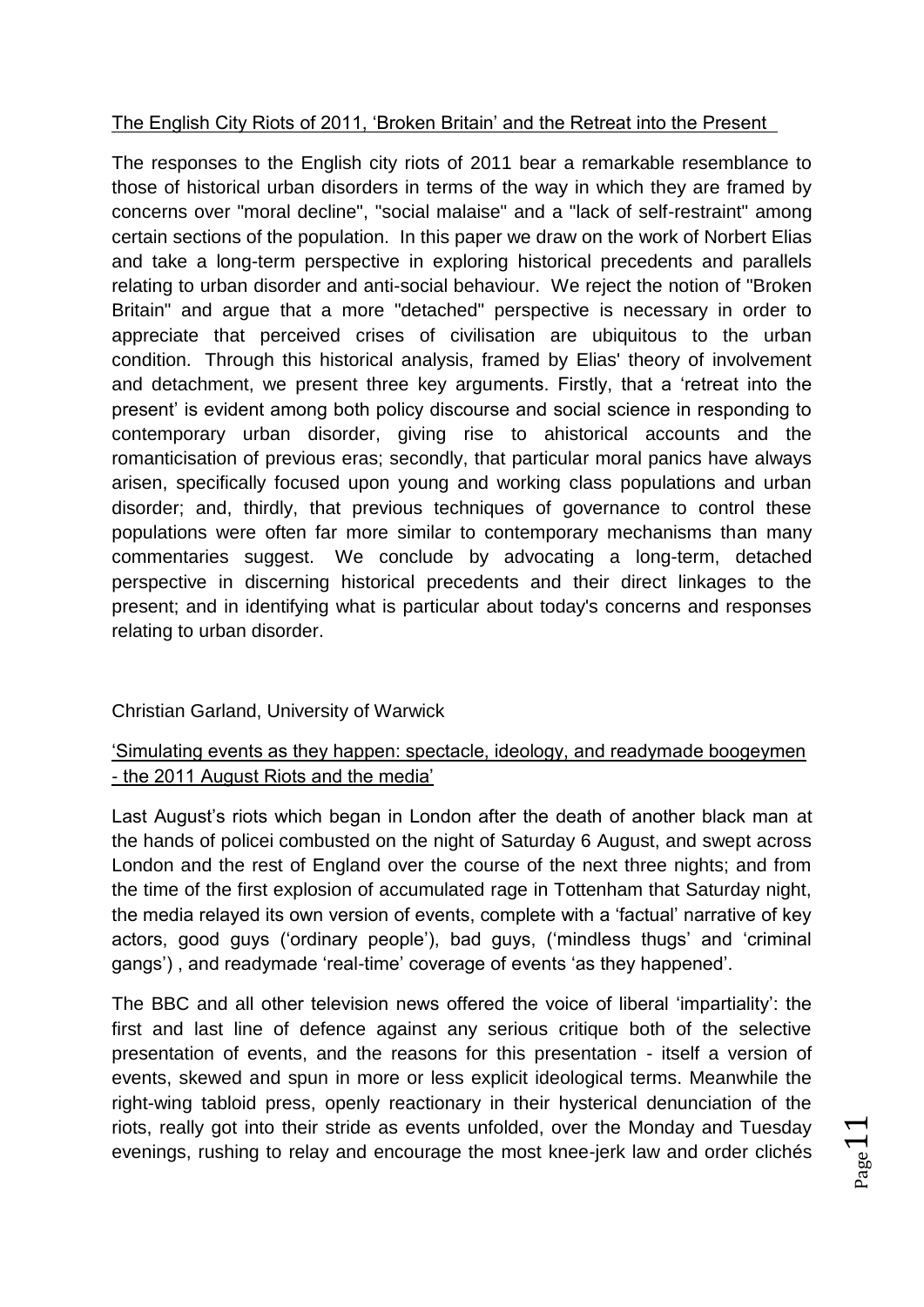The English City Riots of 2011, 'Broken Britain' and the Retreat into the Present

The responses to the English city riots of 2011 bear a remarkable resemblance to those of historical urban disorders in terms of the way in which they are framed by concerns over "moral decline", "social malaise" and a "lack of self-restraint" among certain sections of the population. In this paper we draw on the work of Norbert Elias and take a long-term perspective in exploring historical precedents and parallels relating to urban disorder and anti-social behaviour. We reject the notion of "Broken Britain" and argue that a more "detached" perspective is necessary in order to appreciate that perceived crises of civilisation are ubiquitous to the urban condition. Through this historical analysis, framed by Elias' theory of involvement and detachment, we present three key arguments. Firstly, that a 'retreat into the present' is evident among both policy discourse and social science in responding to contemporary urban disorder, giving rise to ahistorical accounts and the romanticisation of previous eras; secondly, that particular moral panics have always arisen, specifically focused upon young and working class populations and urban disorder; and, thirdly, that previous techniques of governance to control these populations were often far more similar to contemporary mechanisms than many commentaries suggest. We conclude by advocating a long-term, detached perspective in discerning historical precedents and their direct linkages to the present; and in identifying what is particular about today's concerns and responses relating to urban disorder.

Christian Garland, University of Warwick

'Simulating events as they happen: spectacle, ideology, and readymade boogeymen - the 2011 August Riots and the media'

Last August's riots which began in London after the death of another black man at the hands of policei combusted on the night of Saturday 6 August, and swept across London and the rest of England over the course of the next three nights; and from the time of the first explosion of accumulated rage in Tottenham that Saturday night, the media relayed its own version of events, complete with a 'factual' narrative of key actors, good guys ('ordinary people'), bad guys, ('mindless thugs' and 'criminal gangs') , and readymade 'real-time' coverage of events 'as they happened'.

The BBC and all other television news offered the voice of liberal 'impartiality': the first and last line of defence against any serious critique both of the selective presentation of events, and the reasons for this presentation - itself a version of events, skewed and spun in more or less explicit ideological terms. Meanwhile the right-wing tabloid press, openly reactionary in their hysterical denunciation of the riots, really got into their stride as events unfolded, over the Monday and Tuesday evenings, rushing to relay and encourage the most knee-jerk law and order clichés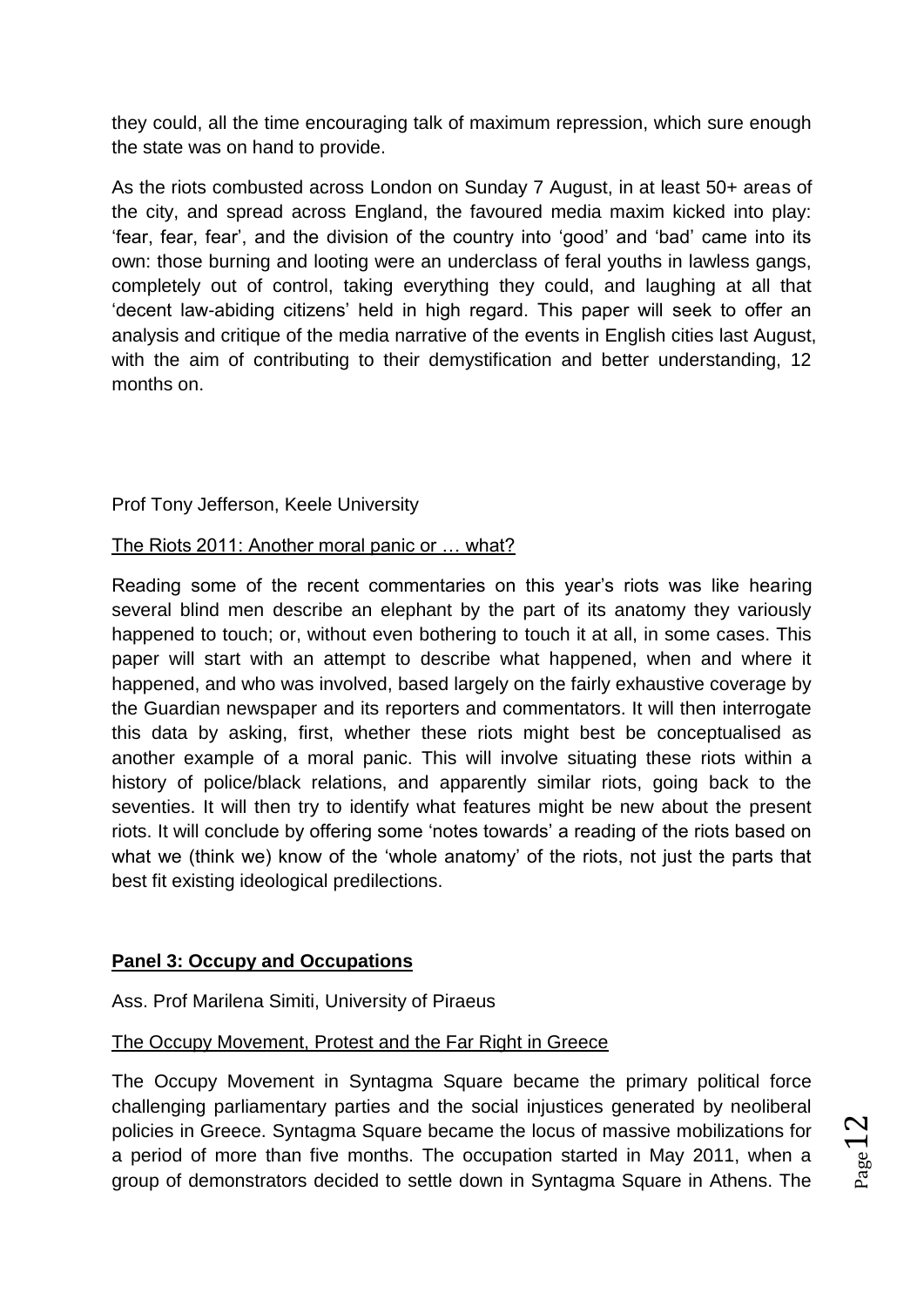they could, all the time encouraging talk of maximum repression, which sure enough the state was on hand to provide.

As the riots combusted across London on Sunday 7 August, in at least 50+ areas of the city, and spread across England, the favoured media maxim kicked into play: 'fear, fear, fear', and the division of the country into 'good' and 'bad' came into its own: those burning and looting were an underclass of feral youths in lawless gangs, completely out of control, taking everything they could, and laughing at all that 'decent law-abiding citizens' held in high regard. This paper will seek to offer an analysis and critique of the media narrative of the events in English cities last August, with the aim of contributing to their demystification and better understanding, 12 months on.

Prof Tony Jefferson, Keele University

The Riots 2011: Another moral panic or … what?

Reading some of the recent commentaries on this year's riots was like hearing several blind men describe an elephant by the part of its anatomy they variously happened to touch; or, without even bothering to touch it at all, in some cases. This paper will start with an attempt to describe what happened, when and where it happened, and who was involved, based largely on the fairly exhaustive coverage by the Guardian newspaper and its reporters and commentators. It will then interrogate this data by asking, first, whether these riots might best be conceptualised as another example of a moral panic. This will involve situating these riots within a history of police/black relations, and apparently similar riots, going back to the seventies. It will then try to identify what features might be new about the present riots. It will conclude by offering some 'notes towards' a reading of the riots based on what we (think we) know of the 'whole anatomy' of the riots, not just the parts that best fit existing ideological predilections.

**Panel 3: Occupy and Occupations**

Ass. Prof Marilena Simiti, University of Piraeus

The Occupy Movement, Protest and the Far Right in Greece

The Occupy Movement in Syntagma Square became the primary political force challenging parliamentary parties and the social injustices generated by neoliberal policies in Greece. Syntagma Square became the locus of massive mobilizations for a period of more than five months. The occupation started in May 2011, when a group of demonstrators decided to settle down in Syntagma Square in Athens. The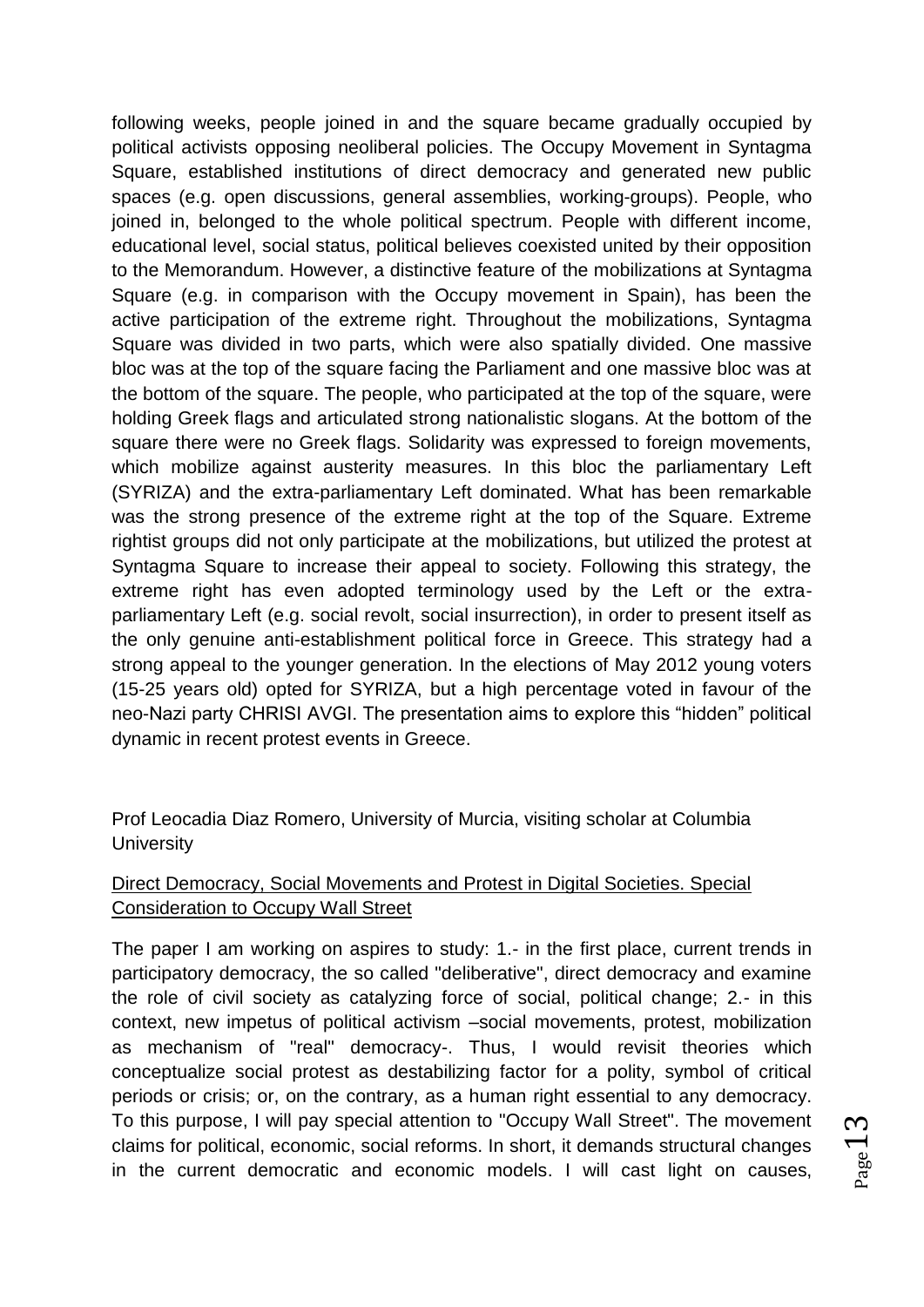following weeks, people joined in and the square became gradually occupied by political activists opposing neoliberal policies. The Occupy Movement in Syntagma Square, established institutions of direct democracy and generated new public spaces (e.g. open discussions, general assemblies, working-groups). People, who joined in, belonged to the whole political spectrum. People with different income, educational level, social status, political believes coexisted united by their opposition to the Memorandum. However, a distinctive feature of the mobilizations at Syntagma Square (e.g. in comparison with the Occupy movement in Spain), has been the active participation of the extreme right. Throughout the mobilizations, Syntagma Square was divided in two parts, which were also spatially divided. One massive bloc was at the top of the square facing the Parliament and one massive bloc was at the bottom of the square. The people, who participated at the top of the square, were holding Greek flags and articulated strong nationalistic slogans. At the bottom of the square there were no Greek flags. Solidarity was expressed to foreign movements, which mobilize against austerity measures. In this bloc the parliamentary Left (SYRIZA) and the extra-parliamentary Left dominated. What has been remarkable was the strong presence of the extreme right at the top of the Square. Extreme rightist groups did not only participate at the mobilizations, but utilized the protest at Syntagma Square to increase their appeal to society. Following this strategy, the extreme right has even adopted terminology used by the Left or the extra-parliamentary Left (e.g. social revolt, social insurrection), in order to present itself as the only genuine anti-establishment political force in Greece. This strategy had a strong appeal to the younger generation. In the elections of May 2012 young voters (15-25 years old) opted for SYRIZA, but a high percentage voted in favour of the neo-Nazi party CHRISI AVGI. The presentation aims to explore this "hidden" political dynamic in recent protest events in Greece.

Prof Leocadia Diaz Romero, University of Murcia, visiting scholar at Columbia University

<u>Direct Democracy, Social Movements and Protest in Digital Societies. Special Consideration to Occupy Wall Street</u>

The paper I am working on aspires to study: 1.- in the first place, current trends in participatory democracy, the so called "deliberative", direct democracy and examine the role of civil society as catalyzing force of social, political change; 2.- in this context, new impetus of political activism –social movements, protest, mobilization as mechanism of "real" democracy-. Thus, I would revisit theories which conceptualize social protest as destabilizing factor for a polity, symbol of critical periods or crisis; or, on the contrary, as a human right essential to any democracy. To this purpose, I will pay special attention to "Occupy Wall Street". The movement claims for political, economic, social reforms. In short, it demands structural changes in the current democratic and economic models. I will cast light on causes,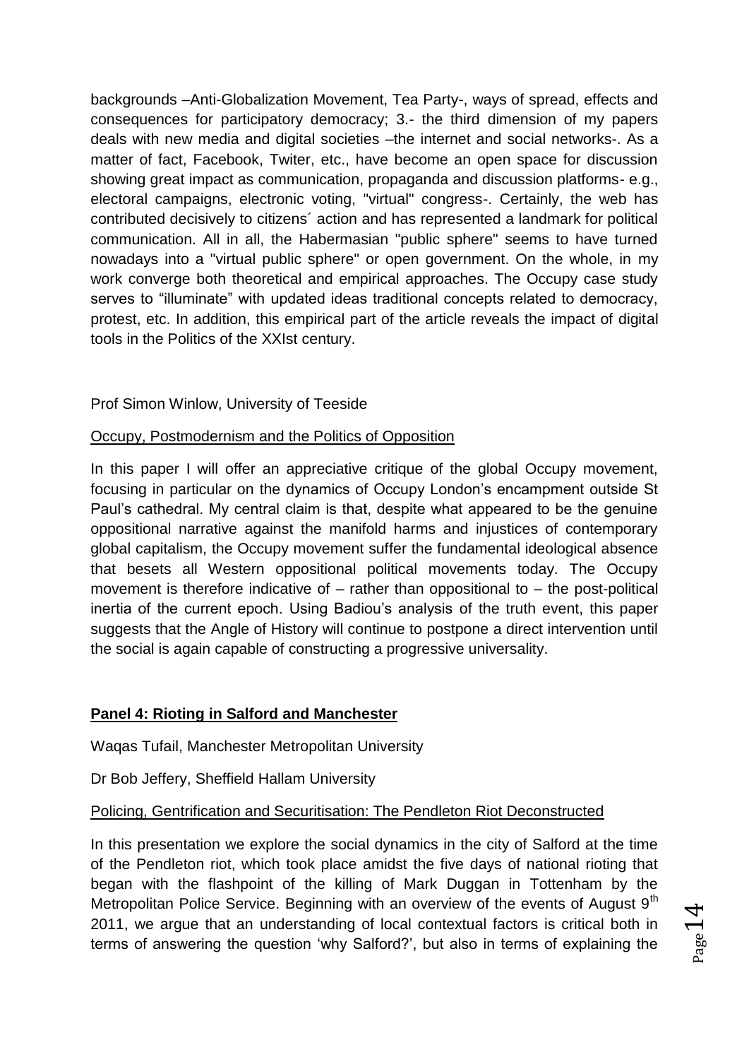backgrounds –Anti-Globalization Movement, Tea Party-, ways of spread, effects and consequences for participatory democracy; 3.- the third dimension of my papers deals with new media and digital societies –the internet and social networks-. As a matter of fact, Facebook, Twiter, etc., have become an open space for discussion showing great impact as communication, propaganda and discussion platforms- e.g., electoral campaigns, electronic voting, "virtual" congress-. Certainly, the web has contributed decisively to citizens´ action and has represented a landmark for political communication. All in all, the Habermasian "public sphere" seems to have turned nowadays into a "virtual public sphere" or open government. On the whole, in my work converge both theoretical and empirical approaches. The Occupy case study serves to "illuminate" with updated ideas traditional concepts related to democracy, protest, etc. In addition, this empirical part of the article reveals the impact of digital tools in the Politics of the XXIst century.

Prof Simon Winlow, University of Teeside

Occupy, Postmodernism and the Politics of Opposition

In this paper I will offer an appreciative critique of the global Occupy movement, focusing in particular on the dynamics of Occupy London's encampment outside St Paul's cathedral. My central claim is that, despite what appeared to be the genuine oppositional narrative against the manifold harms and injustices of contemporary global capitalism, the Occupy movement suffer the fundamental ideological absence that besets all Western oppositional political movements today. The Occupy movement is therefore indicative of – rather than oppositional to – the post-political inertia of the current epoch. Using Badiou's analysis of the truth event, this paper suggests that the Angle of History will continue to postpone a direct intervention until the social is again capable of constructing a progressive universality.

## Panel 4: Rioting in Salford and Manchester

Waqas Tufail, Manchester Metropolitan University

Dr Bob Jeffery, Sheffield Hallam University

Policing, Gentrification and Securitisation: The Pendleton Riot Deconstructed

In this presentation we explore the social dynamics in the city of Salford at the time of the Pendleton riot, which took place amidst the five days of national rioting that began with the flashpoint of the killing of Mark Duggan in Tottenham by the Metropolitan Police Service. Beginning with an overview of the events of August 9th 2011, we argue that an understanding of local contextual factors is critical both in terms of answering the question 'why Salford?', but also in terms of explaining the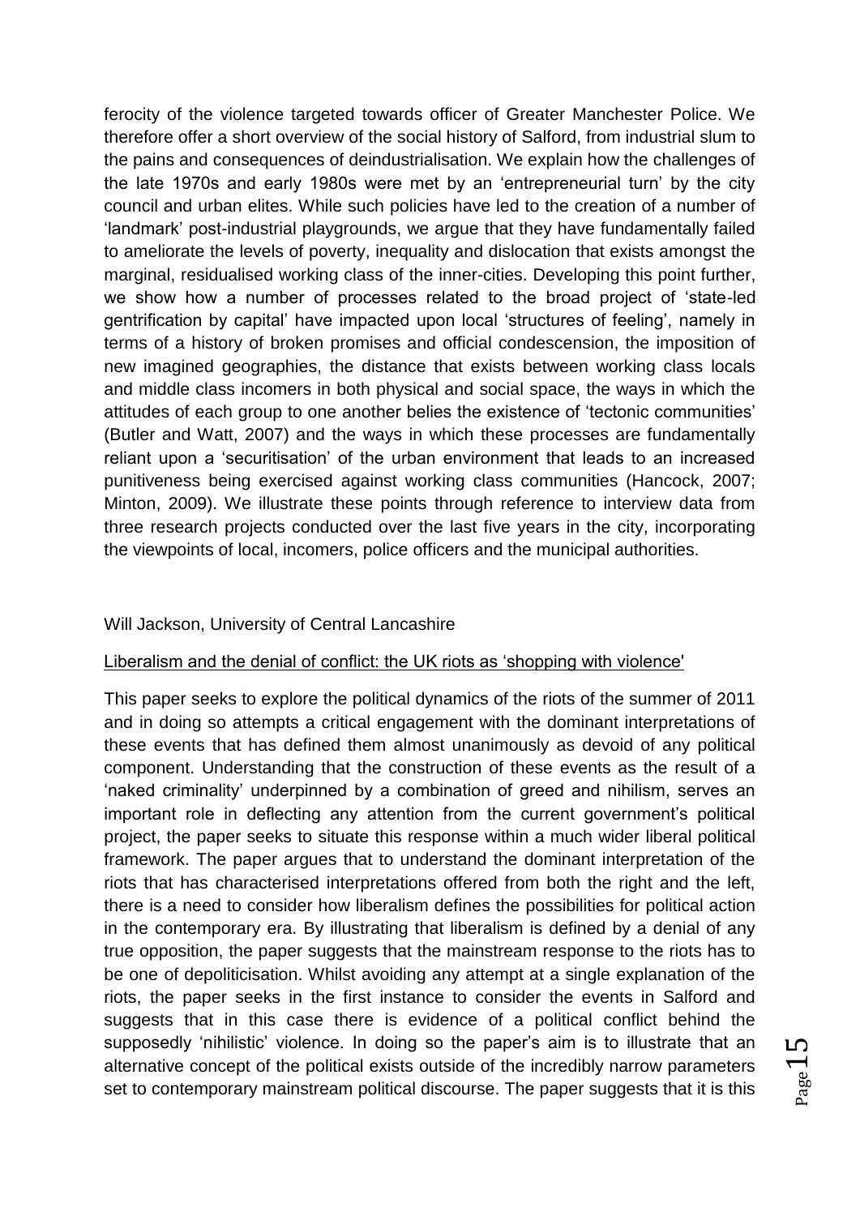ferocity of the violence targeted towards officer of Greater Manchester Police. We therefore offer a short overview of the social history of Salford, from industrial slum to the pains and consequences of deindustrialisation. We explain how the challenges of the late 1970s and early 1980s were met by an 'entrepreneurial turn' by the city council and urban elites. While such policies have led to the creation of a number of 'landmark' post-industrial playgrounds, we argue that they have fundamentally failed to ameliorate the levels of poverty, inequality and dislocation that exists amongst the marginal, residualised working class of the inner-cities. Developing this point further, we show how a number of processes related to the broad project of 'state-led gentrification by capital' have impacted upon local 'structures of feeling', namely in terms of a history of broken promises and official condescension, the imposition of new imagined geographies, the distance that exists between working class locals and middle class incomers in both physical and social space, the ways in which the attitudes of each group to one another belies the existence of 'tectonic communities' (Butler and Watt, 2007) and the ways in which these processes are fundamentally reliant upon a 'securitisation' of the urban environment that leads to an increased punitiveness being exercised against working class communities (Hancock, 2007; Minton, 2009). We illustrate these points through reference to interview data from three research projects conducted over the last five years in the city, incorporating the viewpoints of local, incomers, police officers and the municipal authorities.

Will Jackson, University of Central Lancashire

Liberalism and the denial of conflict: the UK riots as 'shopping with violence'

This paper seeks to explore the political dynamics of the riots of the summer of 2011 and in doing so attempts a critical engagement with the dominant interpretations of these events that has defined them almost unanimously as devoid of any political component. Understanding that the construction of these events as the result of a 'naked criminality' underpinned by a combination of greed and nihilism, serves an important role in deflecting any attention from the current government's political project, the paper seeks to situate this response within a much wider liberal political framework. The paper argues that to understand the dominant interpretation of the riots that has characterised interpretations offered from both the right and the left, there is a need to consider how liberalism defines the possibilities for political action in the contemporary era. By illustrating that liberalism is defined by a denial of any true opposition, the paper suggests that the mainstream response to the riots has to be one of depoliticisation. Whilst avoiding any attempt at a single explanation of the riots, the paper seeks in the first instance to consider the events in Salford and suggests that in this case there is evidence of a political conflict behind the supposedly 'nihilistic' violence. In doing so the paper's aim is to illustrate that an alternative concept of the political exists outside of the incredibly narrow parameters set to contemporary mainstream political discourse. The paper suggests that it is this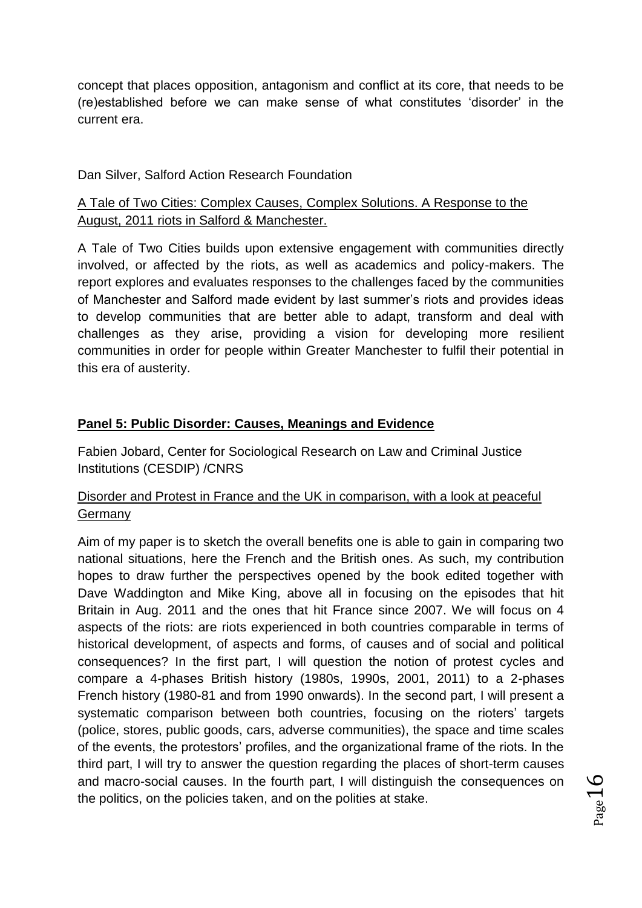concept that places opposition, antagonism and conflict at its core, that needs to be (re)established before we can make sense of what constitutes 'disorder' in the current era.

Dan Silver, Salford Action Research Foundation

A Tale of Two Cities: Complex Causes, Complex Solutions. A Response to the August, 2011 riots in Salford & Manchester.

A Tale of Two Cities builds upon extensive engagement with communities directly involved, or affected by the riots, as well as academics and policy-makers. The report explores and evaluates responses to the challenges faced by the communities of Manchester and Salford made evident by last summer's riots and provides ideas to develop communities that are better able to adapt, transform and deal with challenges as they arise, providing a vision for developing more resilient communities in order for people within Greater Manchester to fulfil their potential in this era of austerity.

## Panel 5: Public Disorder: Causes, Meanings and Evidence

Fabien Jobard, Center for Sociological Research on Law and Criminal Justice Institutions (CESDIP) /CNRS

Disorder and Protest in France and the UK in comparison, with a look at peaceful Germany

Aim of my paper is to sketch the overall benefits one is able to gain in comparing two national situations, here the French and the British ones. As such, my contribution hopes to draw further the perspectives opened by the book edited together with Dave Waddington and Mike King, above all in focusing on the episodes that hit Britain in Aug. 2011 and the ones that hit France since 2007. We will focus on 4 aspects of the riots: are riots experienced in both countries comparable in terms of historical development, of aspects and forms, of causes and of social and political consequences? In the first part, I will question the notion of protest cycles and compare a 4-phases British history (1980s, 1990s, 2001, 2011) to a 2-phases French history (1980-81 and from 1990 onwards). In the second part, I will present a systematic comparison between both countries, focusing on the rioters' targets (police, stores, public goods, cars, adverse communities), the space and time scales of the events, the protestors' profiles, and the organizational frame of the riots. In the third part, I will try to answer the question regarding the places of short-term causes and macro-social causes. In the fourth part, I will distinguish the consequences on the politics, on the policies taken, and on the polities at stake.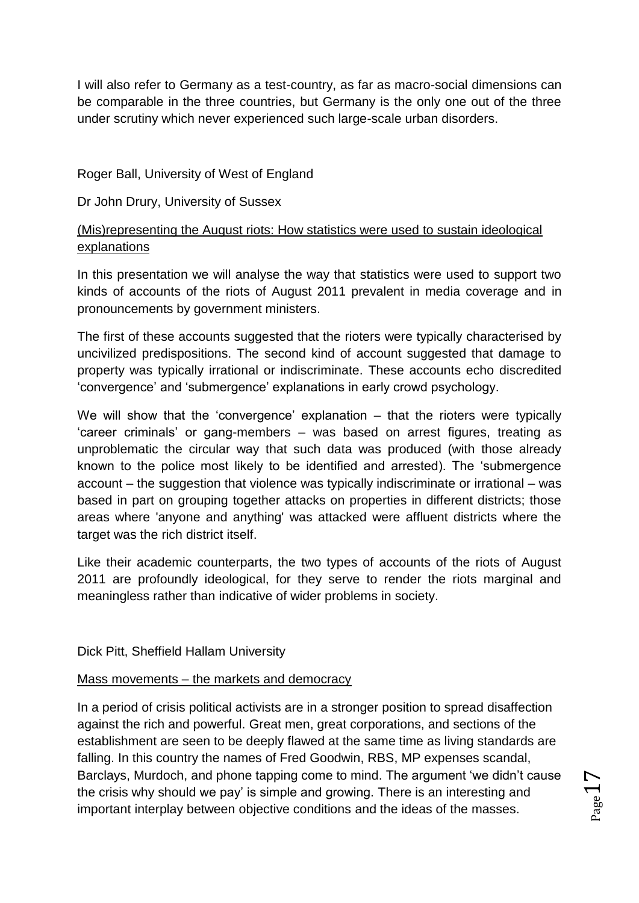I will also refer to Germany as a test-country, as far as macro-social dimensions can be comparable in the three countries, but Germany is the only one out of the three under scrutiny which never experienced such large-scale urban disorders.

Roger Ball, University of West of England

Dr John Drury, University of Sussex

<u>(Mis)representing the August riots: How statistics were used to sustain ideological explanations</u>

In this presentation we will analyse the way that statistics were used to support two kinds of accounts of the riots of August 2011 prevalent in media coverage and in pronouncements by government ministers.

The first of these accounts suggested that the rioters were typically characterised by uncivilized predispositions. The second kind of account suggested that damage to property was typically irrational or indiscriminate. These accounts echo discredited 'convergence' and 'submergence' explanations in early crowd psychology.

We will show that the 'convergence' explanation – that the rioters were typically 'career criminals' or gang-members – was based on arrest figures, treating as unproblematic the circular way that such data was produced (with those already known to the police most likely to be identified and arrested). The 'submergence account – the suggestion that violence was typically indiscriminate or irrational – was based in part on grouping together attacks on properties in different districts; those areas where 'anyone and anything' was attacked were affluent districts where the target was the rich district itself.

Like their academic counterparts, the two types of accounts of the riots of August 2011 are profoundly ideological, for they serve to render the riots marginal and meaningless rather than indicative of wider problems in society.

Dick Pitt, Sheffield Hallam University

<u>Mass movements – the markets and democracy</u>

In a period of crisis political activists are in a stronger position to spread disaffection against the rich and powerful. Great men, great corporations, and sections of the establishment are seen to be deeply flawed at the same time as living standards are falling. In this country the names of Fred Goodwin, RBS, MP expenses scandal, Barclays, Murdoch, and phone tapping come to mind. The argument 'we didn't cause the crisis why should we pay' is simple and growing. There is an interesting and important interplay between objective conditions and the ideas of the masses.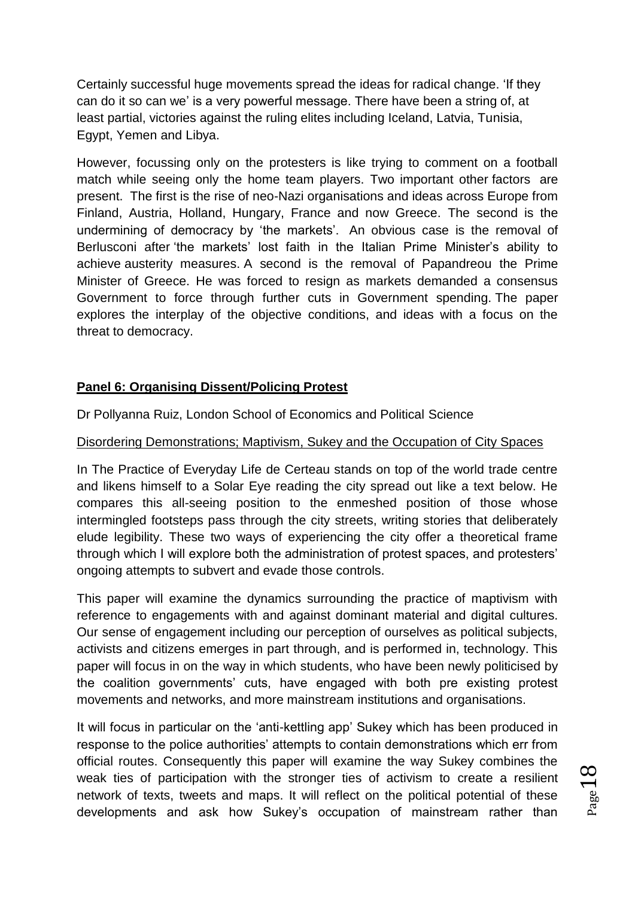Certainly successful huge movements spread the ideas for radical change. 'If they can do it so can we' is a very powerful message. There have been a string of, at least partial, victories against the ruling elites including Iceland, Latvia, Tunisia, Egypt, Yemen and Libya.

However, focussing only on the protesters is like trying to comment on a football match while seeing only the home team players. Two important other factors are present. The first is the rise of neo-Nazi organisations and ideas across Europe from Finland, Austria, Holland, Hungary, France and now Greece. The second is the undermining of democracy by 'the markets'. An obvious case is the removal of Berlusconi after 'the markets' lost faith in the Italian Prime Minister's ability to achieve austerity measures. A second is the removal of Papandreou the Prime Minister of Greece. He was forced to resign as markets demanded a consensus Government to force through further cuts in Government spending. The paper explores the interplay of the objective conditions, and ideas with a focus on the threat to democracy.

## Panel 6: Organising Dissent/Policing Protest

Dr Pollyanna Ruiz, London School of Economics and Political Science

Disordering Demonstrations; Maptivism, Sukey and the Occupation of City Spaces

In The Practice of Everyday Life de Certeau stands on top of the world trade centre and likens himself to a Solar Eye reading the city spread out like a text below. He compares this all-seeing position to the enmeshed position of those whose intermingled footsteps pass through the city streets, writing stories that deliberately elude legibility. These two ways of experiencing the city offer a theoretical frame through which I will explore both the administration of protest spaces, and protesters' ongoing attempts to subvert and evade those controls.

This paper will examine the dynamics surrounding the practice of maptivism with reference to engagements with and against dominant material and digital cultures. Our sense of engagement including our perception of ourselves as political subjects, activists and citizens emerges in part through, and is performed in, technology. This paper will focus in on the way in which students, who have been newly politicised by the coalition governments' cuts, have engaged with both pre existing protest movements and networks, and more mainstream institutions and organisations.

It will focus in particular on the 'anti-kettling app' Sukey which has been produced in response to the police authorities' attempts to contain demonstrations which err from official routes. Consequently this paper will examine the way Sukey combines the weak ties of participation with the stronger ties of activism to create a resilient network of texts, tweets and maps. It will reflect on the political potential of these developments and ask how Sukey's occupation of mainstream rather than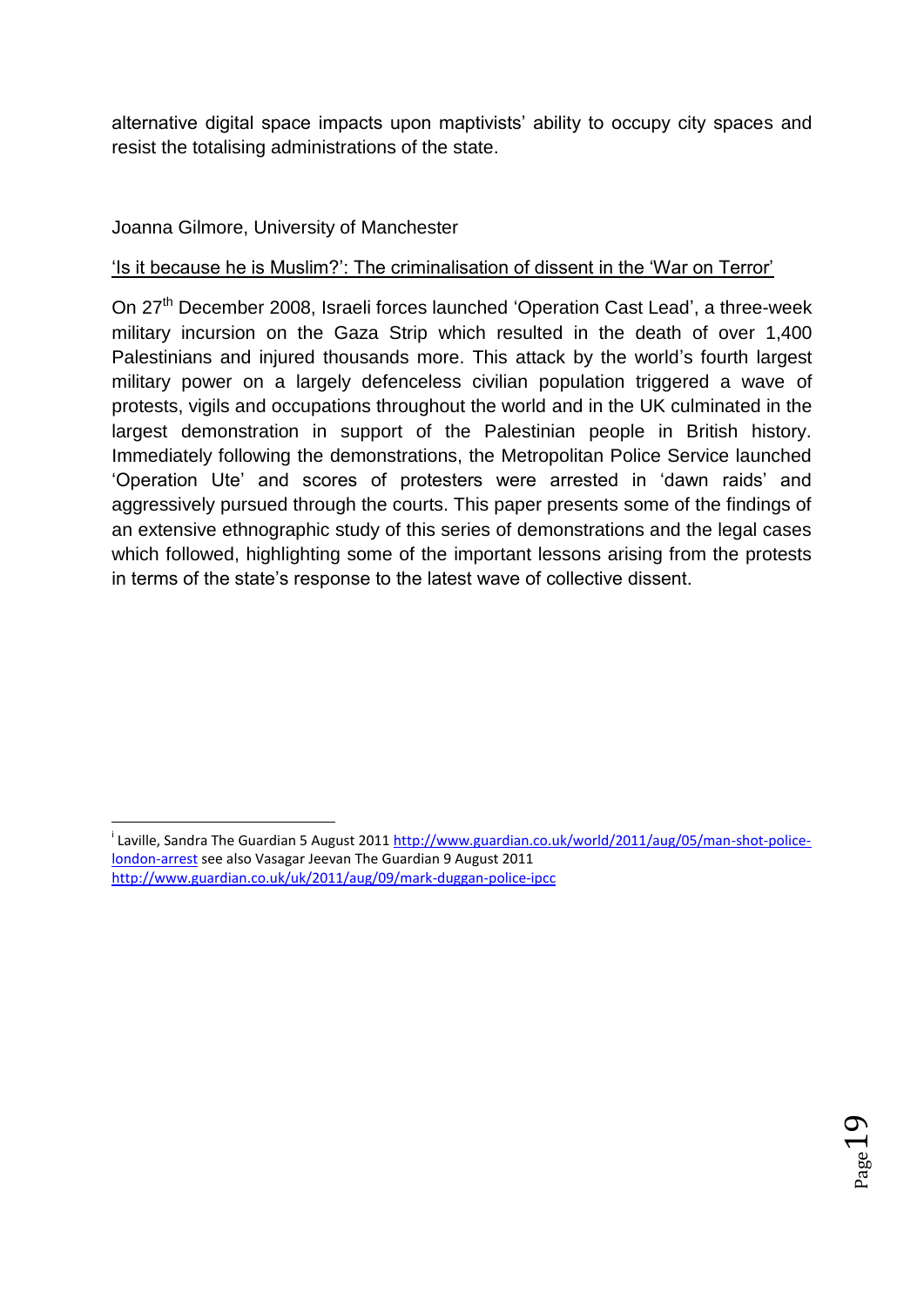alternative digital space impacts upon maptivists' ability to occupy city spaces and resist the totalising administrations of the state.

Joanna Gilmore, University of Manchester

'Is it because he is Muslim?': The criminalisation of dissent in the 'War on Terror'

On 27th December 2008, Israeli forces launched 'Operation Cast Lead', a three-week military incursion on the Gaza Strip which resulted in the death of over 1,400 Palestinians and injured thousands more. This attack by the world's fourth largest military power on a largely defenceless civilian population triggered a wave of protests, vigils and occupations throughout the world and in the UK culminated in the largest demonstration in support of the Palestinian people in British history. Immediately following the demonstrations, the Metropolitan Police Service launched 'Operation Ute' and scores of protesters were arrested in 'dawn raids' and aggressively pursued through the courts. This paper presents some of the findings of an extensive ethnographic study of this series of demonstrations and the legal cases which followed, highlighting some of the important lessons arising from the protests in terms of the state's response to the latest wave of collective dissent.

---

[i] Laville, Sandra The Guardian 5 August 2011 http://www.guardian.co.uk/world/2011/aug/05/man-shot-police-london-arrest see also Vasagar Jeevan The Guardian 9 August 2011 http://www.guardian.co.uk/uk/2011/aug/09/mark-duggan-police-ipcc